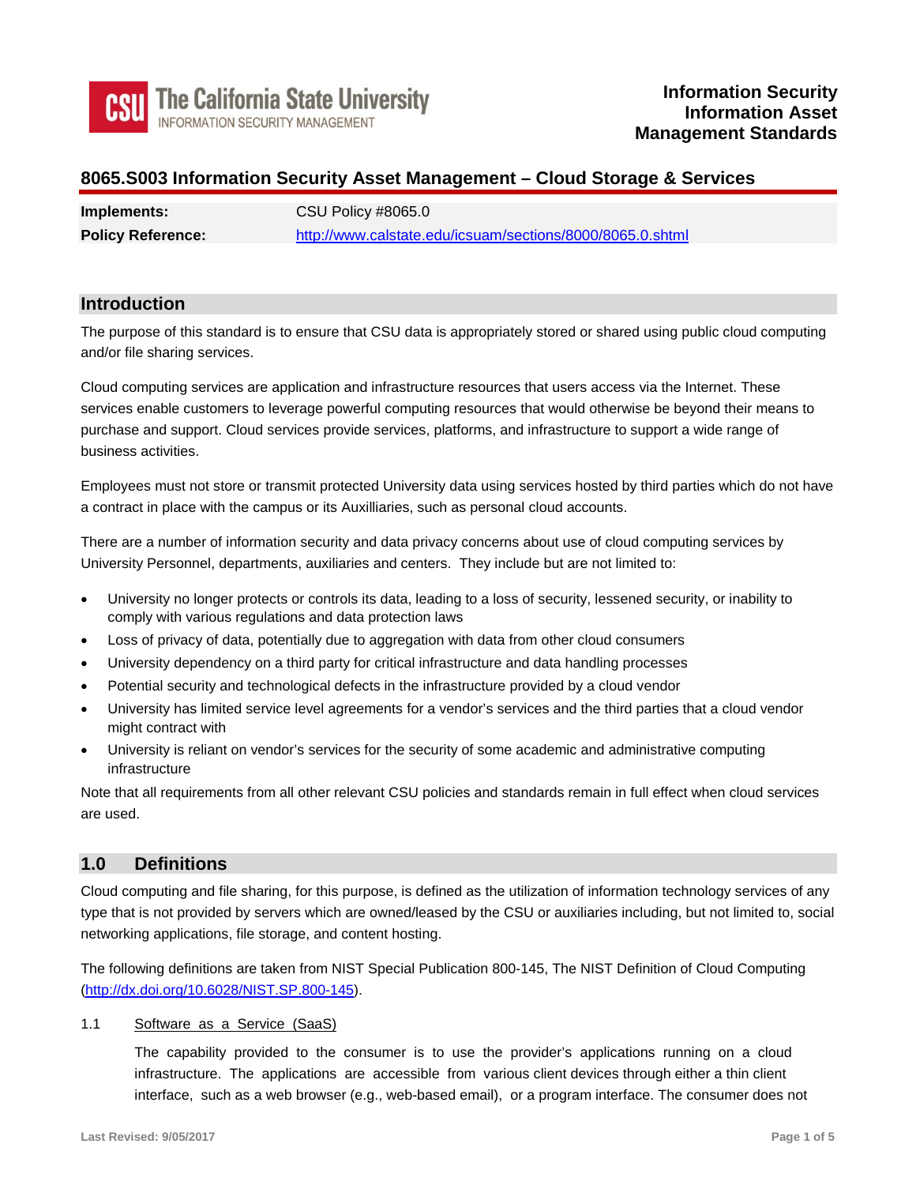# 8065.S003 Information Security Asset Management – Cloud Storage & Services

| | |
|---|---|
| **Implements:** | CSU Policy #8065.0 |
| **Policy Reference:** | http://www.calstate.edu/icsuam/sections/8000/8065.0.shtml |

## Introduction

The purpose of this standard is to ensure that CSU data is appropriately stored or shared using public cloud computing and/or file sharing services.

Cloud computing services are application and infrastructure resources that users access via the Internet. These services enable customers to leverage powerful computing resources that would otherwise be beyond their means to purchase and support. Cloud services provide services, platforms, and infrastructure to support a wide range of business activities.

Employees must not store or transmit protected University data using services hosted by third parties which do not have a contract in place with the campus or its Auxilliaries, such as personal cloud accounts.

There are a number of information security and data privacy concerns about use of cloud computing services by University Personnel, departments, auxiliaries and centers. They include but are not limited to:

- University no longer protects or controls its data, leading to a loss of security, lessened security, or inability to comply with various regulations and data protection laws
- Loss of privacy of data, potentially due to aggregation with data from other cloud consumers
- University dependency on a third party for critical infrastructure and data handling processes
- Potential security and technological defects in the infrastructure provided by a cloud vendor
- University has limited service level agreements for a vendor's services and the third parties that a cloud vendor might contract with
- University is reliant on vendor's services for the security of some academic and administrative computing infrastructure

Note that all requirements from all other relevant CSU policies and standards remain in full effect when cloud services are used.

## 1.0 Definitions

Cloud computing and file sharing, for this purpose, is defined as the utilization of information technology services of any type that is not provided by servers which are owned/leased by the CSU or auxiliaries including, but not limited to, social networking applications, file storage, and content hosting.

The following definitions are taken from NIST Special Publication 800-145, The NIST Definition of Cloud Computing (http://dx.doi.org/10.6028/NIST.SP.800-145).

### 1.1 Software as a Service (SaaS)

The capability provided to the consumer is to use the provider's applications running on a cloud infrastructure. The applications are accessible from various client devices through either a thin client interface, such as a web browser (e.g., web-based email), or a program interface. The consumer does not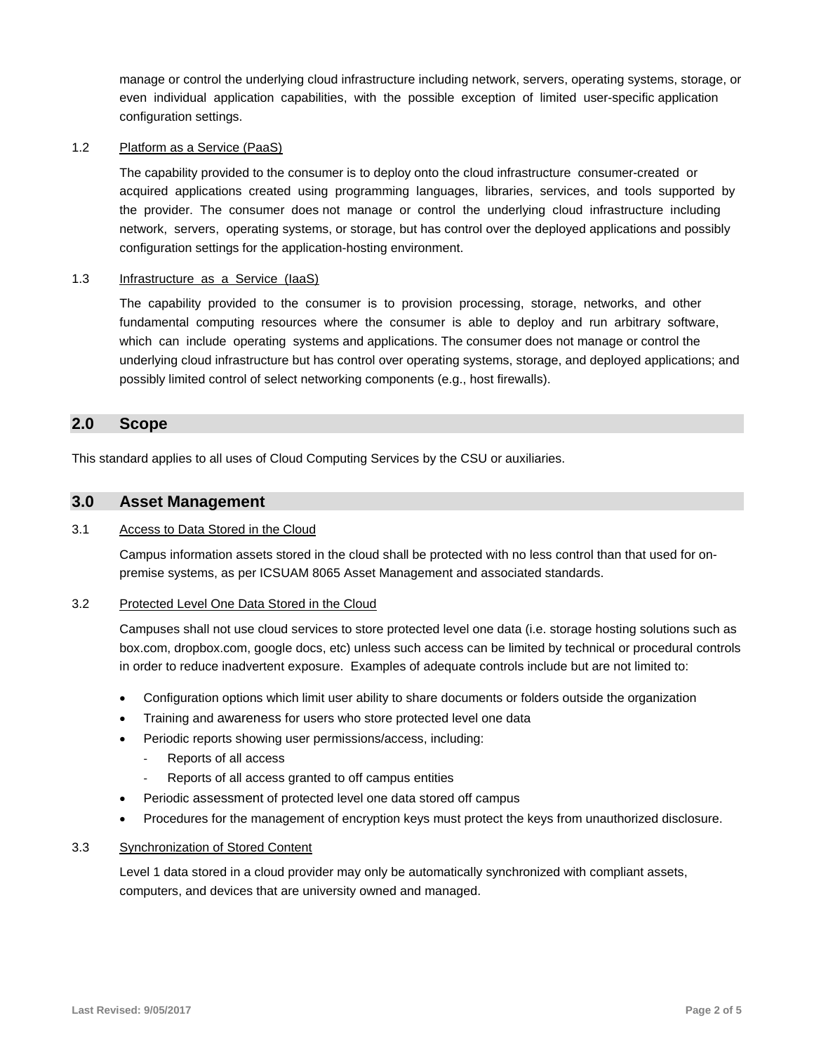manage or control the underlying cloud infrastructure including network, servers, operating systems, storage, or even individual application capabilities, with the possible exception of limited user-specific application configuration settings.

### 1.2 Platform as a Service (PaaS)

The capability provided to the consumer is to deploy onto the cloud infrastructure consumer-created or acquired applications created using programming languages, libraries, services, and tools supported by the provider. The consumer does not manage or control the underlying cloud infrastructure including network, servers, operating systems, or storage, but has control over the deployed applications and possibly configuration settings for the application-hosting environment.

### 1.3 Infrastructure as a Service (IaaS)

The capability provided to the consumer is to provision processing, storage, networks, and other fundamental computing resources where the consumer is able to deploy and run arbitrary software, which can include operating systems and applications. The consumer does not manage or control the underlying cloud infrastructure but has control over operating systems, storage, and deployed applications; and possibly limited control of select networking components (e.g., host firewalls).

## 2.0 Scope

This standard applies to all uses of Cloud Computing Services by the CSU or auxiliaries.

## 3.0 Asset Management

### 3.1 Access to Data Stored in the Cloud

Campus information assets stored in the cloud shall be protected with no less control than that used for on-premise systems, as per ICSUAM 8065 Asset Management and associated standards.

### 3.2 Protected Level One Data Stored in the Cloud

Campuses shall not use cloud services to store protected level one data (i.e. storage hosting solutions such as box.com, dropbox.com, google docs, etc) unless such access can be limited by technical or procedural controls in order to reduce inadvertent exposure. Examples of adequate controls include but are not limited to:

- Configuration options which limit user ability to share documents or folders outside the organization
- Training and awareness for users who store protected level one data
- Periodic reports showing user permissions/access, including:
  - Reports of all access
  - Reports of all access granted to off campus entities
- Periodic assessment of protected level one data stored off campus
- Procedures for the management of encryption keys must protect the keys from unauthorized disclosure.

### 3.3 Synchronization of Stored Content

Level 1 data stored in a cloud provider may only be automatically synchronized with compliant assets, computers, and devices that are university owned and managed.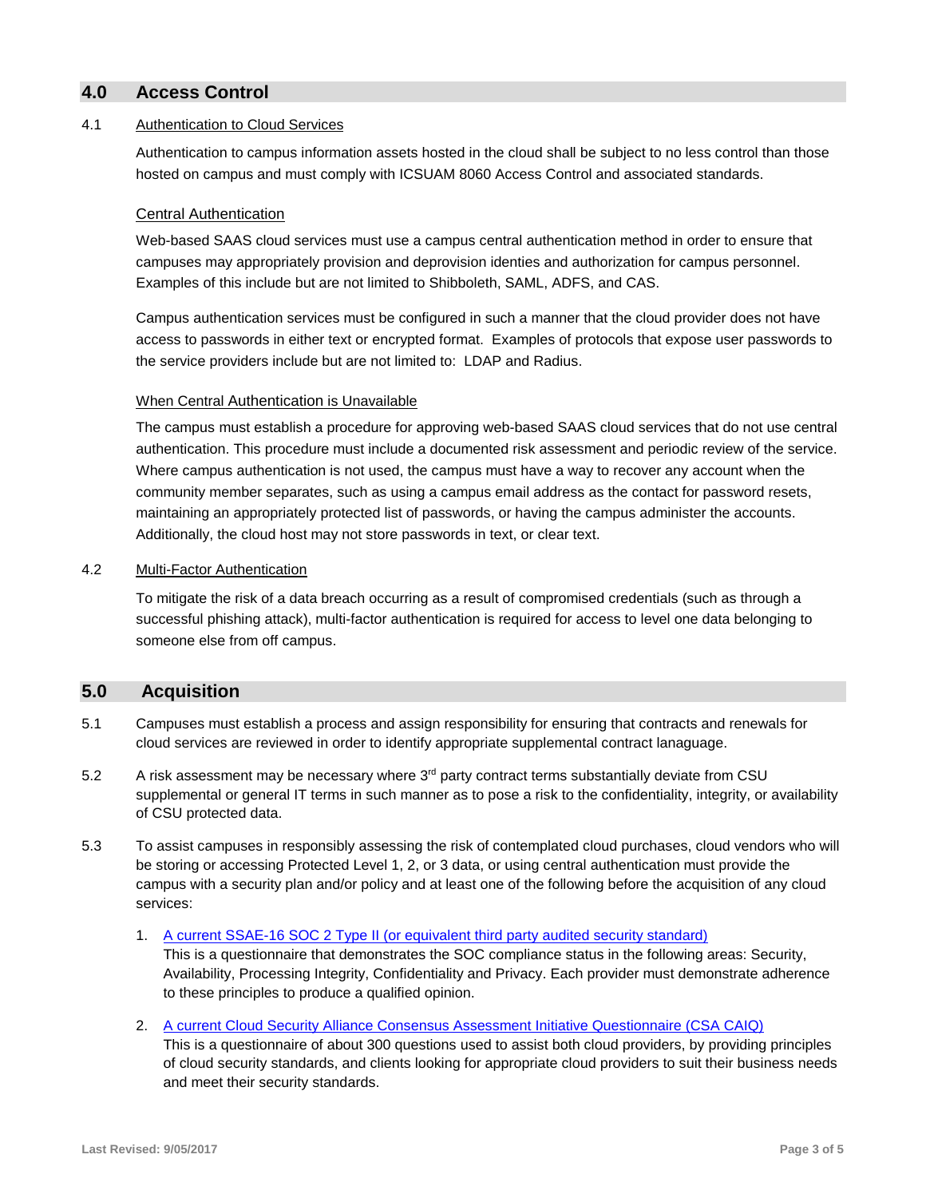## 4.0 Access Control

4.1 Authentication to Cloud Services

Authentication to campus information assets hosted in the cloud shall be subject to no less control than those hosted on campus and must comply with ICSUAM 8060 Access Control and associated standards.

Central Authentication

Web-based SAAS cloud services must use a campus central authentication method in order to ensure that campuses may appropriately provision and deprovision identies and authorization for campus personnel. Examples of this include but are not limited to Shibboleth, SAML, ADFS, and CAS.

Campus authentication services must be configured in such a manner that the cloud provider does not have access to passwords in either text or encrypted format. Examples of protocols that expose user passwords to the service providers include but are not limited to: LDAP and Radius.

When Central Authentication is Unavailable

The campus must establish a procedure for approving web-based SAAS cloud services that do not use central authentication. This procedure must include a documented risk assessment and periodic review of the service. Where campus authentication is not used, the campus must have a way to recover any account when the community member separates, such as using a campus email address as the contact for password resets, maintaining an appropriately protected list of passwords, or having the campus administer the accounts. Additionally, the cloud host may not store passwords in text, or clear text.

4.2 Multi-Factor Authentication

To mitigate the risk of a data breach occurring as a result of compromised credentials (such as through a successful phishing attack), multi-factor authentication is required for access to level one data belonging to someone else from off campus.

## 5.0 Acquisition

5.1 Campuses must establish a process and assign responsibility for ensuring that contracts and renewals for cloud services are reviewed in order to identify appropriate supplemental contract lanaguage.

5.2 A risk assessment may be necessary where 3rd party contract terms substantially deviate from CSU supplemental or general IT terms in such manner as to pose a risk to the confidentiality, integrity, or availability of CSU protected data.

5.3 To assist campuses in responsibly assessing the risk of contemplated cloud purchases, cloud vendors who will be storing or accessing Protected Level 1, 2, or 3 data, or using central authentication must provide the campus with a security plan and/or policy and at least one of the following before the acquisition of any cloud services:

1. A current SSAE-16 SOC 2 Type II (or equivalent third party audited security standard)
   This is a questionnaire that demonstrates the SOC compliance status in the following areas: Security, Availability, Processing Integrity, Confidentiality and Privacy. Each provider must demonstrate adherence to these principles to produce a qualified opinion.

2. A current Cloud Security Alliance Consensus Assessment Initiative Questionnaire (CSA CAIQ)
   This is a questionnaire of about 300 questions used to assist both cloud providers, by providing principles of cloud security standards, and clients looking for appropriate cloud providers to suit their business needs and meet their security standards.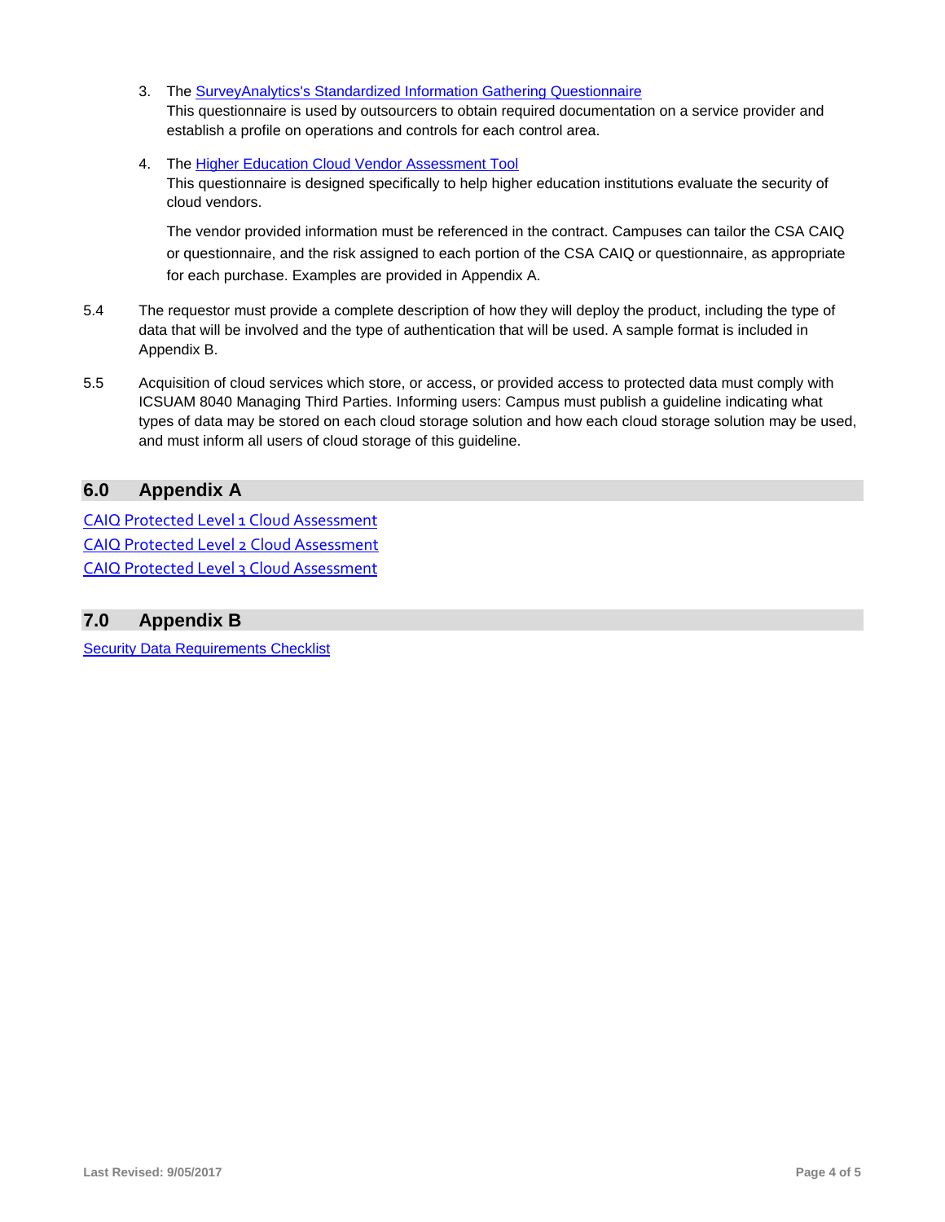3. The SurveyAnalytics's Standardized Information Gathering Questionnaire
   This questionnaire is used by outsourcers to obtain required documentation on a service provider and establish a profile on operations and controls for each control area.

4. The Higher Education Cloud Vendor Assessment Tool
   This questionnaire is designed specifically to help higher education institutions evaluate the security of cloud vendors.

   The vendor provided information must be referenced in the contract. Campuses can tailor the CSA CAIQ or questionnaire, and the risk assigned to each portion of the CSA CAIQ or questionnaire, as appropriate for each purchase. Examples are provided in Appendix A.

5.4 The requestor must provide a complete description of how they will deploy the product, including the type of data that will be involved and the type of authentication that will be used. A sample format is included in Appendix B.

5.5 Acquisition of cloud services which store, or access, or provided access to protected data must comply with ICSUAM 8040 Managing Third Parties. Informing users: Campus must publish a guideline indicating what types of data may be stored on each cloud storage solution and how each cloud storage solution may be used, and must inform all users of cloud storage of this guideline.

## 6.0 Appendix A

CAIQ Protected Level 1 Cloud Assessment
CAIQ Protected Level 2 Cloud Assessment
CAIQ Protected Level 3 Cloud Assessment

## 7.0 Appendix B

Security Data Requirements Checklist

Last Revised: 9/05/2017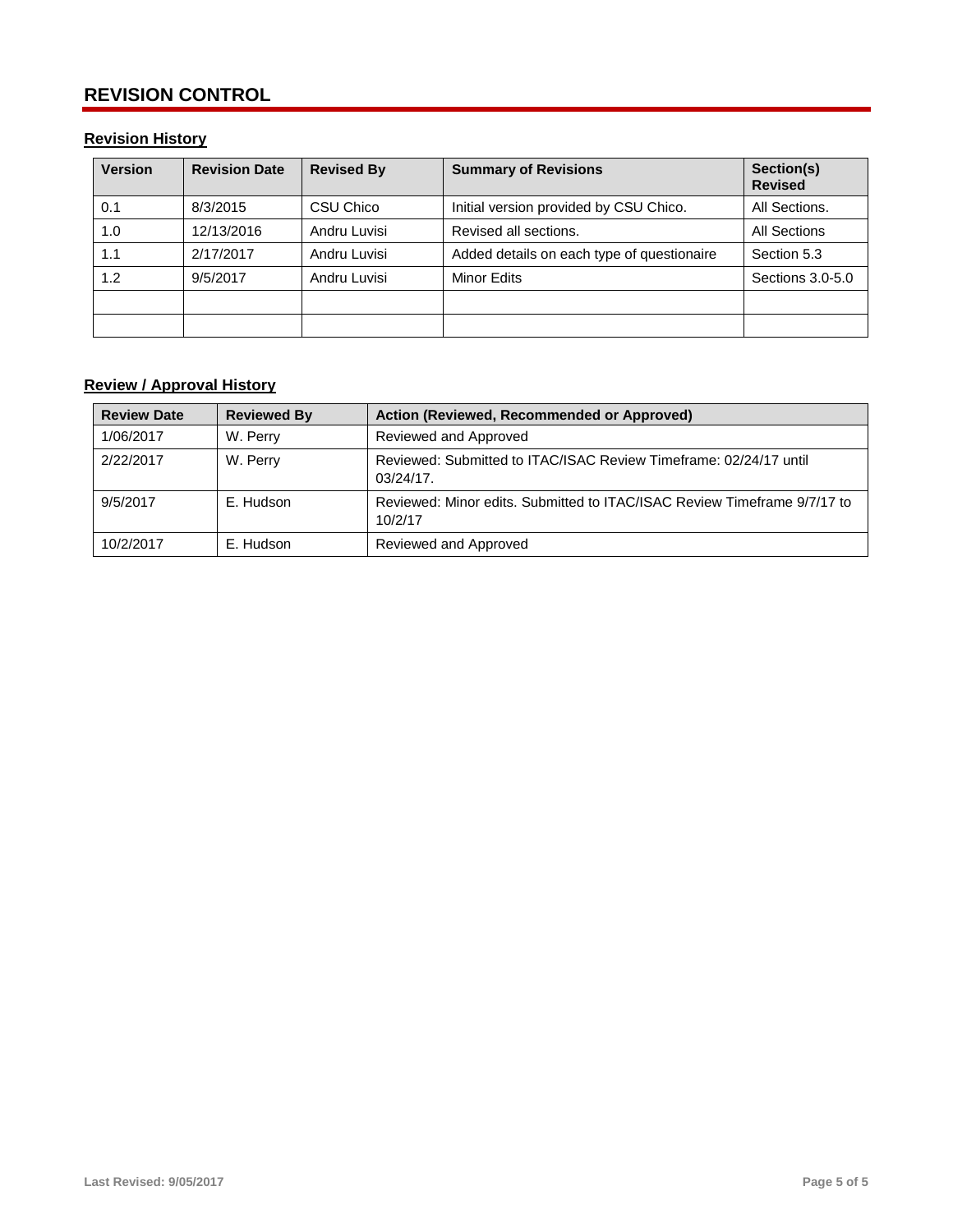## REVISION CONTROL

### Revision History

| Version | Revision Date | Revised By | Summary of Revisions | Section(s) Revised |
|---|---|---|---|---|
| 0.1 | 8/3/2015 | CSU Chico | Initial version provided by CSU Chico. | All Sections. |
| 1.0 | 12/13/2016 | Andru Luvisi | Revised all sections. | All Sections |
| 1.1 | 2/17/2017 | Andru Luvisi | Added details on each type of questionaire | Section 5.3 |
| 1.2 | 9/5/2017 | Andru Luvisi | Minor Edits | Sections 3.0-5.0 |
| | | | | |
| | | | | |

### Review / Approval History

| Review Date | Reviewed By | Action (Reviewed, Recommended or Approved) |
|---|---|---|
| 1/06/2017 | W. Perry | Reviewed and Approved |
| 2/22/2017 | W. Perry | Reviewed: Submitted to ITAC/ISAC Review Timeframe: 02/24/17 until 03/24/17. |
| 9/5/2017 | E. Hudson | Reviewed: Minor edits. Submitted to ITAC/ISAC Review Timeframe 9/7/17 to 10/2/17 |
| 10/2/2017 | E. Hudson | Reviewed and Approved |